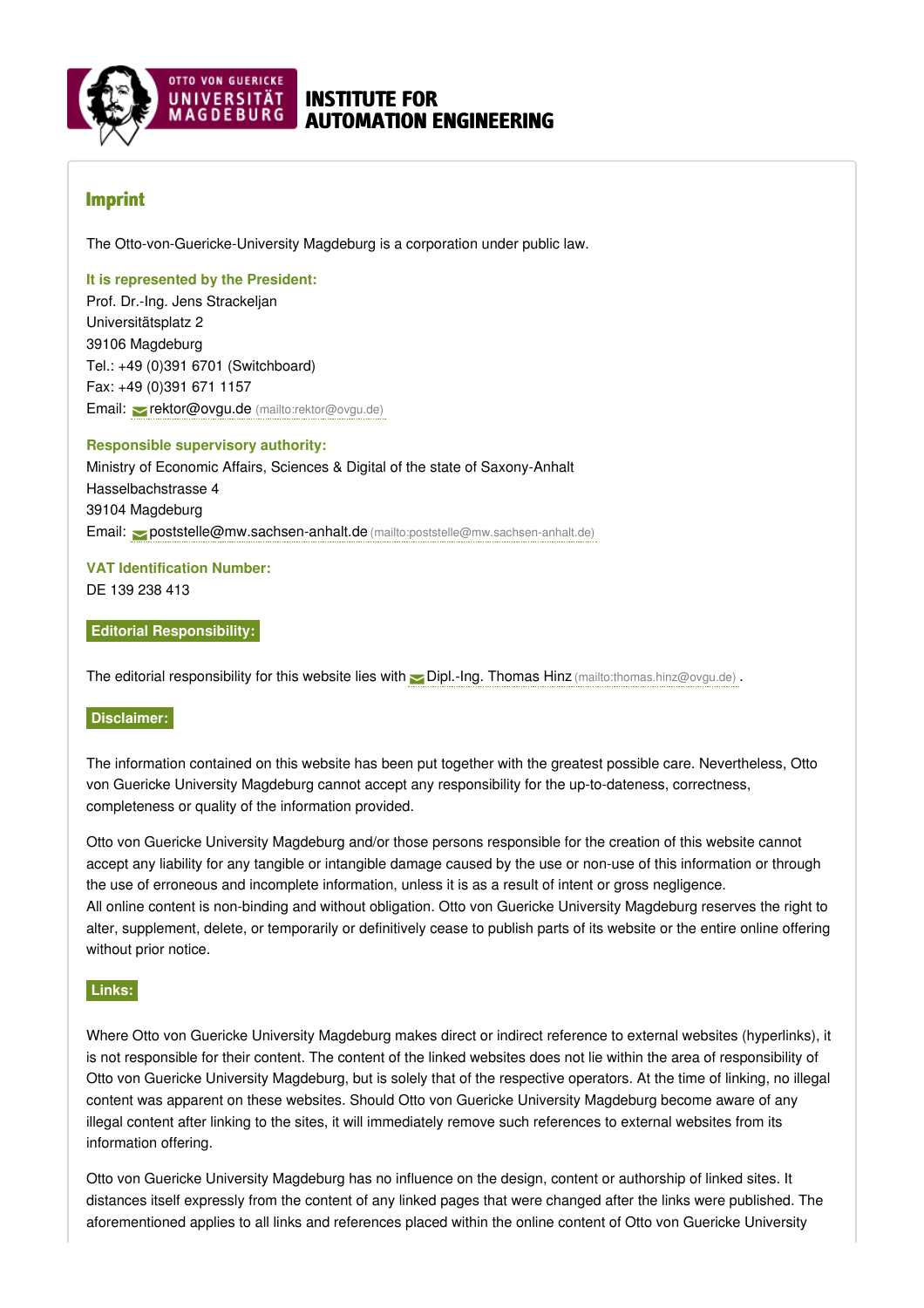# INSTITUTE FOR AUTOMATION ENGINEERING

## Imprint

The Otto-von-Guericke-University Magdeburg is a corporation under public law.

**It is represented by the President:**
Prof. Dr.-Ing. Jens Strackeljan
Universitätsplatz 2
39106 Magdeburg
Tel.: +49 (0)391 6701 (Switchboard)
Fax: +49 (0)391 671 1157
Email: rektor@ovgu.de (mailto:rektor@ovgu.de)

**Responsible supervisory authority:**
Ministry of Economic Affairs, Sciences & Digital of the state of Saxony-Anhalt
Hasselbachstrasse 4
39104 Magdeburg
Email: poststelle@mw.sachsen-anhalt.de (mailto:poststelle@mw.sachsen-anhalt.de)

**VAT Identification Number:**
DE 139 238 413

**Editorial Responsibility:**

The editorial responsibility for this website lies with Dipl.-Ing. Thomas Hinz (mailto:thomas.hinz@ovgu.de) .

**Disclaimer:**

The information contained on this website has been put together with the greatest possible care. Nevertheless, Otto von Guericke University Magdeburg cannot accept any responsibility for the up-to-dateness, correctness, completeness or quality of the information provided.

Otto von Guericke University Magdeburg and/or those persons responsible for the creation of this website cannot accept any liability for any tangible or intangible damage caused by the use or non-use of this information or through the use of erroneous and incomplete information, unless it is as a result of intent or gross negligence.
All online content is non-binding and without obligation. Otto von Guericke University Magdeburg reserves the right to alter, supplement, delete, or temporarily or definitively cease to publish parts of its website or the entire online offering without prior notice.

**Links:**

Where Otto von Guericke University Magdeburg makes direct or indirect reference to external websites (hyperlinks), it is not responsible for their content. The content of the linked websites does not lie within the area of responsibility of Otto von Guericke University Magdeburg, but is solely that of the respective operators. At the time of linking, no illegal content was apparent on these websites. Should Otto von Guericke University Magdeburg become aware of any illegal content after linking to the sites, it will immediately remove such references to external websites from its information offering.

Otto von Guericke University Magdeburg has no influence on the design, content or authorship of linked sites. It distances itself expressly from the content of any linked pages that were changed after the links were published. The aforementioned applies to all links and references placed within the online content of Otto von Guericke University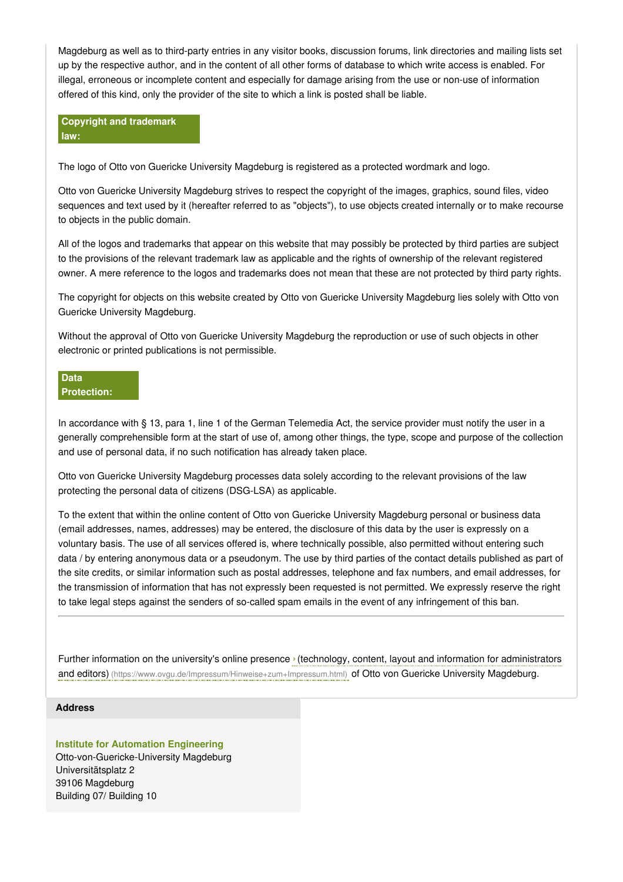Magdeburg as well as to third-party entries in any visitor books, discussion forums, link directories and mailing lists set up by the respective author, and in the content of all other forms of database to which write access is enabled. For illegal, erroneous or incomplete content and especially for damage arising from the use or non-use of information offered of this kind, only the provider of the site to which a link is posted shall be liable.

## Copyright and trademark law:

The logo of Otto von Guericke University Magdeburg is registered as a protected wordmark and logo.

Otto von Guericke University Magdeburg strives to respect the copyright of the images, graphics, sound files, video sequences and text used by it (hereafter referred to as "objects"), to use objects created internally or to make recourse to objects in the public domain.

All of the logos and trademarks that appear on this website that may possibly be protected by third parties are subject to the provisions of the relevant trademark law as applicable and the rights of ownership of the relevant registered owner. A mere reference to the logos and trademarks does not mean that these are not protected by third party rights.

The copyright for objects on this website created by Otto von Guericke University Magdeburg lies solely with Otto von Guericke University Magdeburg.

Without the approval of Otto von Guericke University Magdeburg the reproduction or use of such objects in other electronic or printed publications is not permissible.

## Data Protection:

In accordance with § 13, para 1, line 1 of the German Telemedia Act, the service provider must notify the user in a generally comprehensible form at the start of use of, among other things, the type, scope and purpose of the collection and use of personal data, if no such notification has already taken place.

Otto von Guericke University Magdeburg processes data solely according to the relevant provisions of the law protecting the personal data of citizens (DSG-LSA) as applicable.

To the extent that within the online content of Otto von Guericke University Magdeburg personal or business data (email addresses, names, addresses) may be entered, the disclosure of this data by the user is expressly on a voluntary basis. The use of all services offered is, where technically possible, also permitted without entering such data / by entering anonymous data or a pseudonym. The use by third parties of the contact details published as part of the site credits, or similar information such as postal addresses, telephone and fax numbers, and email addresses, for the transmission of information that has not expressly been requested is not permitted. We expressly reserve the right to take legal steps against the senders of so-called spam emails in the event of any infringement of this ban.

---

Further information on the university's online presence › (technology, content, layout and information for administrators and editors) (https://www.ovgu.de/Impressum/Hinweise+zum+Impressum.html) of Otto von Guericke University Magdeburg.

### Address

**Institute for Automation Engineering**
Otto-von-Guericke-University Magdeburg
Universitätsplatz 2
39106 Magdeburg
Building 07/ Building 10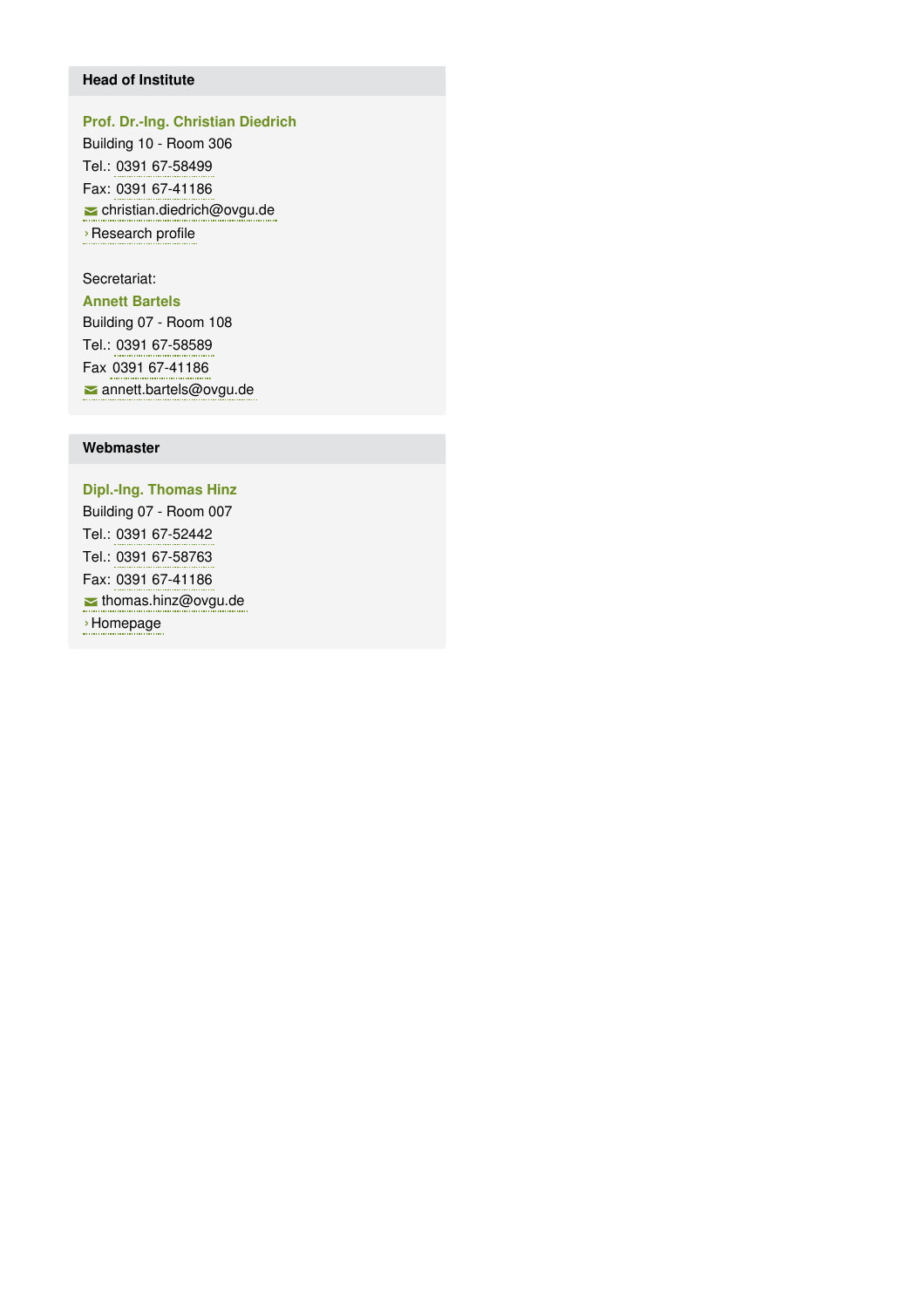## Head of Institute

**Prof. Dr.-Ing. Christian Diedrich**
Building 10 - Room 306
Tel.: 0391 67-58499
Fax: 0391 67-41186
christian.diedrich@ovgu.de
› Research profile

Secretariat:
**Annett Bartels**
Building 07 - Room 108
Tel.: 0391 67-58589
Fax 0391 67-41186
annett.bartels@ovgu.de

## Webmaster

**Dipl.-Ing. Thomas Hinz**
Building 07 - Room 007
Tel.: 0391 67-52442
Tel.: 0391 67-58763
Fax: 0391 67-41186
thomas.hinz@ovgu.de
› Homepage